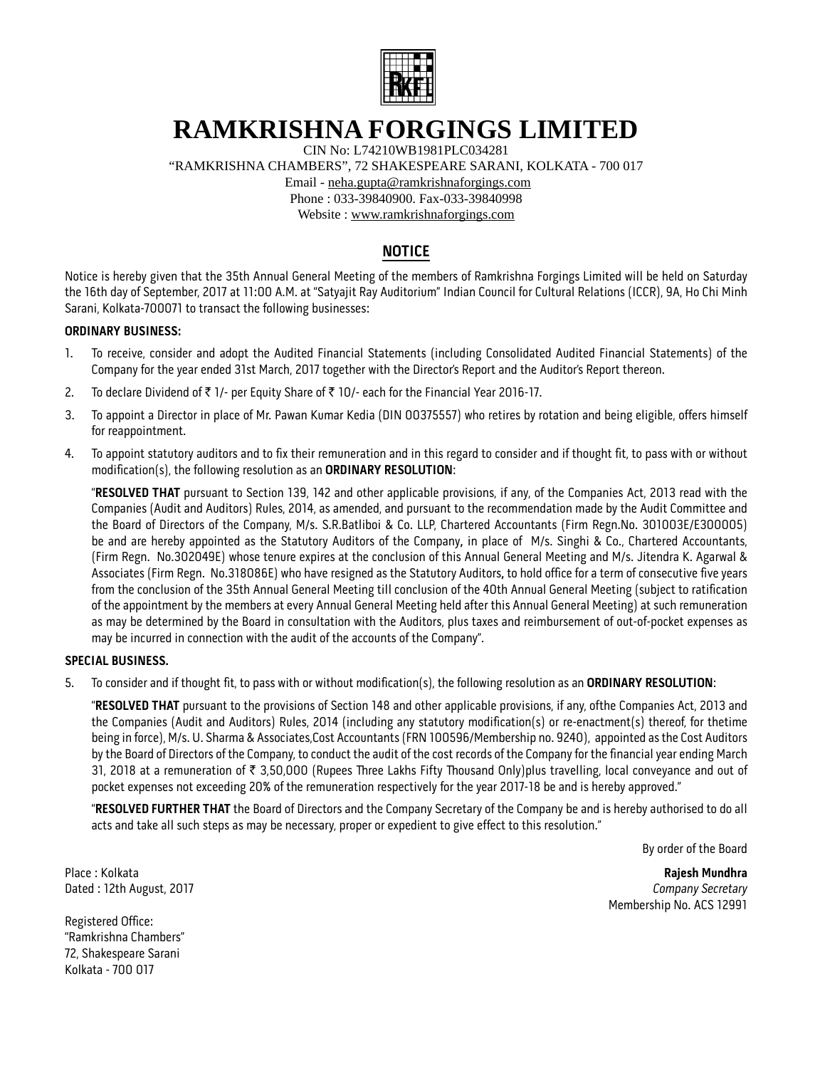# RAMKRISHNA FORGINGS LIMITED

CIN No: L74210WB1981PLC034281

"RAMKRISHNA CHAMBERS", 72 SHAKESPEARE SARANI, KOLKATA - 700 017

Email - neha.gupta@ramkrishnaforgings.com

Phone : 033-39840900. Fax-033-39840998

Website : www.ramkrishnaforgings.com

## NOTICE

Notice is hereby given that the 35th Annual General Meeting of the members of Ramkrishna Forgings Limited will be held on Saturday the 16th day of September, 2017 at 11:00 A.M. at "Satyajit Ray Auditorium" Indian Council for Cultural Relations (ICCR), 9A, Ho Chi Minh Sarani, Kolkata-700071 to transact the following businesses:

### ORDINARY BUSINESS:

1. To receive, consider and adopt the Audited Financial Statements (including Consolidated Audited Financial Statements) of the Company for the year ended 31st March, 2017 together with the Director's Report and the Auditor's Report thereon.
2. To declare Dividend of ₹ 1/- per Equity Share of ₹ 10/- each for the Financial Year 2016-17.
3. To appoint a Director in place of Mr. Pawan Kumar Kedia (DIN 00375557) who retires by rotation and being eligible, offers himself for reappointment.
4. To appoint statutory auditors and to fix their remuneration and in this regard to consider and if thought fit, to pass with or without modification(s), the following resolution as an **ORDINARY RESOLUTION**:

   "**RESOLVED THAT** pursuant to Section 139, 142 and other applicable provisions, if any, of the Companies Act, 2013 read with the Companies (Audit and Auditors) Rules, 2014, as amended, and pursuant to the recommendation made by the Audit Committee and the Board of Directors of the Company, M/s. S.R.Batliboi & Co. LLP, Chartered Accountants (Firm Regn.No. 301003E/E300005) be and are hereby appointed as the Statutory Auditors of the Company, in place of M/s. Singhi & Co., Chartered Accountants, (Firm Regn. No.302049E) whose tenure expires at the conclusion of this Annual General Meeting and M/s. Jitendra K. Agarwal & Associates (Firm Regn. No.318086E) who have resigned as the Statutory Auditors, to hold office for a term of consecutive five years from the conclusion of the 35th Annual General Meeting till conclusion of the 40th Annual General Meeting (subject to ratification of the appointment by the members at every Annual General Meeting held after this Annual General Meeting) at such remuneration as may be determined by the Board in consultation with the Auditors, plus taxes and reimbursement of out-of-pocket expenses as may be incurred in connection with the audit of the accounts of the Company".

### SPECIAL BUSINESS.

5. To consider and if thought fit, to pass with or without modification(s), the following resolution as an **ORDINARY RESOLUTION**:

   "**RESOLVED THAT** pursuant to the provisions of Section 148 and other applicable provisions, if any, ofthe Companies Act, 2013 and the Companies (Audit and Auditors) Rules, 2014 (including any statutory modification(s) or re-enactment(s) thereof, for thetime being in force), M/s. U. Sharma & Associates,Cost Accountants (FRN 100596/Membership no. 9240), appointed as the Cost Auditors by the Board of Directors of the Company, to conduct the audit of the cost records of the Company for the financial year ending March 31, 2018 at a remuneration of ₹ 3,50,000 (Rupees Three Lakhs Fifty Thousand Only)plus travelling, local conveyance and out of pocket expenses not exceeding 20% of the remuneration respectively for the year 2017-18 be and is hereby approved."

   "**RESOLVED FURTHER THAT** the Board of Directors and the Company Secretary of the Company be and is hereby authorised to do all acts and take all such steps as may be necessary, proper or expedient to give effect to this resolution."

By order of the Board

**Rajesh Mundhra**
*Company Secretary*
Membership No. ACS 12991

Place : Kolkata
Dated : 12th August, 2017

Registered Office:
"Ramkrishna Chambers"
72, Shakespeare Sarani
Kolkata - 700 017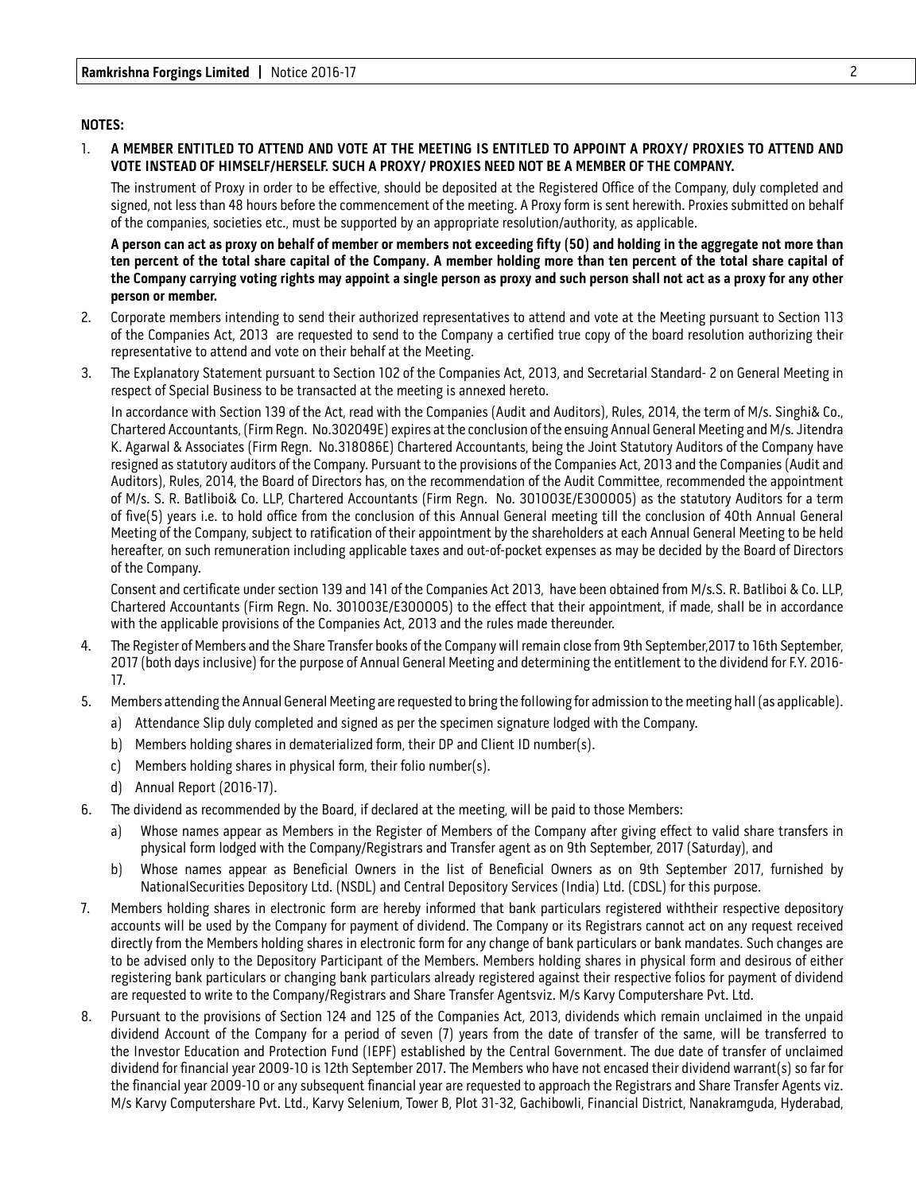**NOTES:**

1. **A MEMBER ENTITLED TO ATTEND AND VOTE AT THE MEETING IS ENTITLED TO APPOINT A PROXY/ PROXIES TO ATTEND AND VOTE INSTEAD OF HIMSELF/HERSELF. SUCH A PROXY/ PROXIES NEED NOT BE A MEMBER OF THE COMPANY.**

   The instrument of Proxy in order to be effective, should be deposited at the Registered Office of the Company, duly completed and signed, not less than 48 hours before the commencement of the meeting. A Proxy form is sent herewith. Proxies submitted on behalf of the companies, societies etc., must be supported by an appropriate resolution/authority, as applicable.

   **A person can act as proxy on behalf of member or members not exceeding fifty (50) and holding in the aggregate not more than ten percent of the total share capital of the Company. A member holding more than ten percent of the total share capital of the Company carrying voting rights may appoint a single person as proxy and such person shall not act as a proxy for any other person or member.**

2. Corporate members intending to send their authorized representatives to attend and vote at the Meeting pursuant to Section 113 of the Companies Act, 2013 are requested to send to the Company a certified true copy of the board resolution authorizing their representative to attend and vote on their behalf at the Meeting.

3. The Explanatory Statement pursuant to Section 102 of the Companies Act, 2013, and Secretarial Standard- 2 on General Meeting in respect of Special Business to be transacted at the meeting is annexed hereto.

   In accordance with Section 139 of the Act, read with the Companies (Audit and Auditors), Rules, 2014, the term of M/s. Singhi& Co., Chartered Accountants, (Firm Regn. No.302049E) expires at the conclusion of the ensuing Annual General Meeting and M/s. Jitendra K. Agarwal & Associates (Firm Regn. No.318086E) Chartered Accountants, being the Joint Statutory Auditors of the Company have resigned as statutory auditors of the Company. Pursuant to the provisions of the Companies Act, 2013 and the Companies (Audit and Auditors), Rules, 2014, the Board of Directors has, on the recommendation of the Audit Committee, recommended the appointment of M/s. S. R. Batliboi& Co. LLP, Chartered Accountants (Firm Regn. No. 301003E/E300005) as the statutory Auditors for a term of five(5) years i.e. to hold office from the conclusion of this Annual General meeting till the conclusion of 40th Annual General Meeting of the Company, subject to ratification of their appointment by the shareholders at each Annual General Meeting to be held hereafter, on such remuneration including applicable taxes and out-of-pocket expenses as may be decided by the Board of Directors of the Company.

   Consent and certificate under section 139 and 141 of the Companies Act 2013, have been obtained from M/s.S. R. Batliboi & Co. LLP, Chartered Accountants (Firm Regn. No. 301003E/E300005) to the effect that their appointment, if made, shall be in accordance with the applicable provisions of the Companies Act, 2013 and the rules made thereunder.

4. The Register of Members and the Share Transfer books of the Company will remain close from 9th September,2017 to 16th September, 2017 (both days inclusive) for the purpose of Annual General Meeting and determining the entitlement to the dividend for F.Y. 2016-17.

5. Members attending the Annual General Meeting are requested to bring the following for admission to the meeting hall (as applicable).
   a) Attendance Slip duly completed and signed as per the specimen signature lodged with the Company.
   b) Members holding shares in dematerialized form, their DP and Client ID number(s).
   c) Members holding shares in physical form, their folio number(s).
   d) Annual Report (2016-17).

6. The dividend as recommended by the Board, if declared at the meeting, will be paid to those Members:
   a) Whose names appear as Members in the Register of Members of the Company after giving effect to valid share transfers in physical form lodged with the Company/Registrars and Transfer agent as on 9th September, 2017 (Saturday), and
   b) Whose names appear as Beneficial Owners in the list of Beneficial Owners as on 9th September 2017, furnished by NationalSecurities Depository Ltd. (NSDL) and Central Depository Services (India) Ltd. (CDSL) for this purpose.

7. Members holding shares in electronic form are hereby informed that bank particulars registered withtheir respective depository accounts will be used by the Company for payment of dividend. The Company or its Registrars cannot act on any request received directly from the Members holding shares in electronic form for any change of bank particulars or bank mandates. Such changes are to be advised only to the Depository Participant of the Members. Members holding shares in physical form and desirous of either registering bank particulars or changing bank particulars already registered against their respective folios for payment of dividend are requested to write to the Company/Registrars and Share Transfer Agentsviz. M/s Karvy Computershare Pvt. Ltd.

8. Pursuant to the provisions of Section 124 and 125 of the Companies Act, 2013, dividends which remain unclaimed in the unpaid dividend Account of the Company for a period of seven (7) years from the date of transfer of the same, will be transferred to the Investor Education and Protection Fund (IEPF) established by the Central Government. The due date of transfer of unclaimed dividend for financial year 2009-10 is 12th September 2017. The Members who have not encased their dividend warrant(s) so far for the financial year 2009-10 or any subsequent financial year are requested to approach the Registrars and Share Transfer Agents viz. M/s Karvy Computershare Pvt. Ltd., Karvy Selenium, Tower B, Plot 31-32, Gachibowli, Financial District, Nanakramguda, Hyderabad,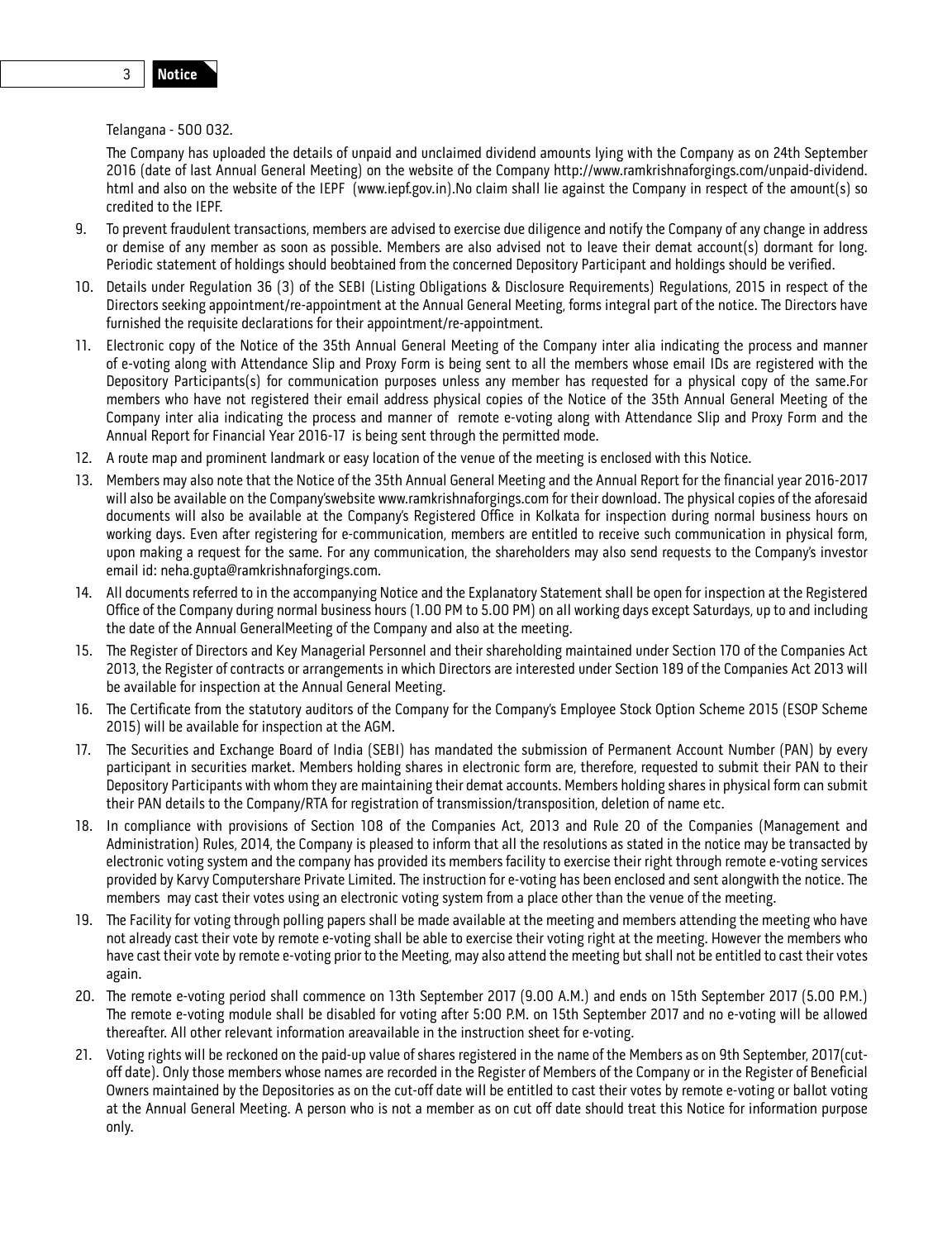Telangana - 500 032.

The Company has uploaded the details of unpaid and unclaimed dividend amounts lying with the Company as on 24th September 2016 (date of last Annual General Meeting) on the website of the Company http://www.ramkrishnaforgings.com/unpaid-dividend.html and also on the website of the IEPF (www.iepf.gov.in).No claim shall lie against the Company in respect of the amount(s) so credited to the IEPF.

9. To prevent fraudulent transactions, members are advised to exercise due diligence and notify the Company of any change in address or demise of any member as soon as possible. Members are also advised not to leave their demat account(s) dormant for long. Periodic statement of holdings should beobtained from the concerned Depository Participant and holdings should be verified.

10. Details under Regulation 36 (3) of the SEBI (Listing Obligations & Disclosure Requirements) Regulations, 2015 in respect of the Directors seeking appointment/re-appointment at the Annual General Meeting, forms integral part of the notice. The Directors have furnished the requisite declarations for their appointment/re-appointment.

11. Electronic copy of the Notice of the 35th Annual General Meeting of the Company inter alia indicating the process and manner of e-voting along with Attendance Slip and Proxy Form is being sent to all the members whose email IDs are registered with the Depository Participants(s) for communication purposes unless any member has requested for a physical copy of the same.For members who have not registered their email address physical copies of the Notice of the 35th Annual General Meeting of the Company inter alia indicating the process and manner of remote e-voting along with Attendance Slip and Proxy Form and the Annual Report for Financial Year 2016-17 is being sent through the permitted mode.

12. A route map and prominent landmark or easy location of the venue of the meeting is enclosed with this Notice.

13. Members may also note that the Notice of the 35th Annual General Meeting and the Annual Report for the financial year 2016-2017 will also be available on the Company'swebsite www.ramkrishnaforgings.com for their download. The physical copies of the aforesaid documents will also be available at the Company's Registered Office in Kolkata for inspection during normal business hours on working days. Even after registering for e-communication, members are entitled to receive such communication in physical form, upon making a request for the same. For any communication, the shareholders may also send requests to the Company's investor email id: neha.gupta@ramkrishnaforgings.com.

14. All documents referred to in the accompanying Notice and the Explanatory Statement shall be open for inspection at the Registered Office of the Company during normal business hours (1.00 PM to 5.00 PM) on all working days except Saturdays, up to and including the date of the Annual GeneralMeeting of the Company and also at the meeting.

15. The Register of Directors and Key Managerial Personnel and their shareholding maintained under Section 170 of the Companies Act 2013, the Register of contracts or arrangements in which Directors are interested under Section 189 of the Companies Act 2013 will be available for inspection at the Annual General Meeting.

16. The Certificate from the statutory auditors of the Company for the Company's Employee Stock Option Scheme 2015 (ESOP Scheme 2015) will be available for inspection at the AGM.

17. The Securities and Exchange Board of India (SEBI) has mandated the submission of Permanent Account Number (PAN) by every participant in securities market. Members holding shares in electronic form are, therefore, requested to submit their PAN to their Depository Participants with whom they are maintaining their demat accounts. Members holding shares in physical form can submit their PAN details to the Company/RTA for registration of transmission/transposition, deletion of name etc.

18. In compliance with provisions of Section 108 of the Companies Act, 2013 and Rule 20 of the Companies (Management and Administration) Rules, 2014, the Company is pleased to inform that all the resolutions as stated in the notice may be transacted by electronic voting system and the company has provided its members facility to exercise their right through remote e-voting services provided by Karvy Computershare Private Limited. The instruction for e-voting has been enclosed and sent alongwith the notice. The members may cast their votes using an electronic voting system from a place other than the venue of the meeting.

19. The Facility for voting through polling papers shall be made available at the meeting and members attending the meeting who have not already cast their vote by remote e-voting shall be able to exercise their voting right at the meeting. However the members who have cast their vote by remote e-voting prior to the Meeting, may also attend the meeting but shall not be entitled to cast their votes again.

20. The remote e-voting period shall commence on 13th September 2017 (9.00 A.M.) and ends on 15th September 2017 (5.00 P.M.) The remote e-voting module shall be disabled for voting after 5:00 P.M. on 15th September 2017 and no e-voting will be allowed thereafter. All other relevant information areavailable in the instruction sheet for e-voting.

21. Voting rights will be reckoned on the paid-up value of shares registered in the name of the Members as on 9th September, 2017(cut-off date). Only those members whose names are recorded in the Register of Members of the Company or in the Register of Beneficial Owners maintained by the Depositories as on the cut-off date will be entitled to cast their votes by remote e-voting or ballot voting at the Annual General Meeting. A person who is not a member as on cut off date should treat this Notice for information purpose only.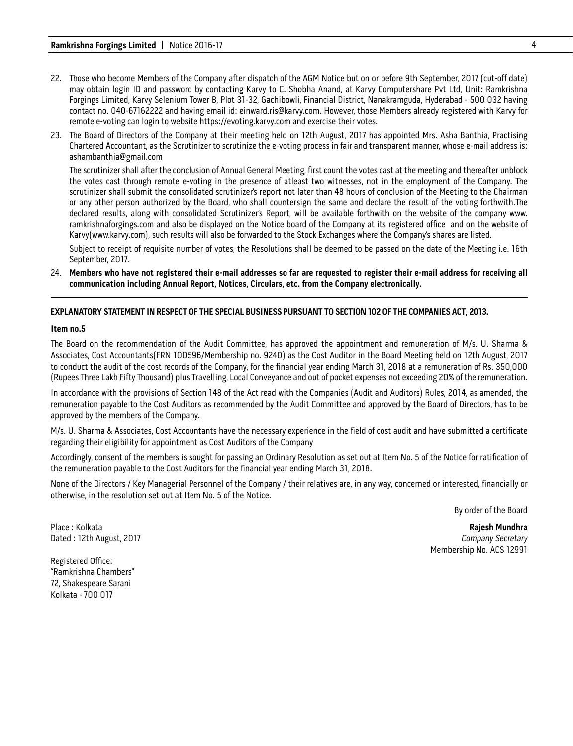22. Those who become Members of the Company after dispatch of the AGM Notice but on or before 9th September, 2017 (cut-off date) may obtain login ID and password by contacting Karvy to C. Shobha Anand, at Karvy Computershare Pvt Ltd, Unit: Ramkrishna Forgings Limited, Karvy Selenium Tower B, Plot 31-32, Gachibowli, Financial District, Nanakramguda, Hyderabad - 500 032 having contact no. 040-67162222 and having email id: einward.ris@karvy.com. However, those Members already registered with Karvy for remote e-voting can login to website https://evoting.karvy.com and exercise their votes.

23. The Board of Directors of the Company at their meeting held on 12th August, 2017 has appointed Mrs. Asha Banthia, Practising Chartered Accountant, as the Scrutinizer to scrutinize the e-voting process in fair and transparent manner, whose e-mail address is: ashambanthia@gmail.com

    The scrutinizer shall after the conclusion of Annual General Meeting, first count the votes cast at the meeting and thereafter unblock the votes cast through remote e-voting in the presence of atleast two witnesses, not in the employment of the Company. The scrutinizer shall submit the consolidated scrutinizer's report not later than 48 hours of conclusion of the Meeting to the Chairman or any other person authorized by the Board, who shall countersign the same and declare the result of the voting forthwith.The declared results, along with consolidated Scrutinizer's Report, will be available forthwith on the website of the company www.ramkrishnaforgings.com and also be displayed on the Notice board of the Company at its registered office and on the website of Karvy(www.karvy.com), such results will also be forwarded to the Stock Exchanges where the Company's shares are listed.

    Subject to receipt of requisite number of votes, the Resolutions shall be deemed to be passed on the date of the Meeting i.e. 16th September, 2017.

24. **Members who have not registered their e-mail addresses so far are requested to register their e-mail address for receiving all communication including Annual Report, Notices, Circulars, etc. from the Company electronically.**

---

**EXPLANATORY STATEMENT IN RESPECT OF THE SPECIAL BUSINESS PURSUANT TO SECTION 102 OF THE COMPANIES ACT, 2013.**

**Item no.5**

The Board on the recommendation of the Audit Committee, has approved the appointment and remuneration of M/s. U. Sharma & Associates, Cost Accountants(FRN 100596/Membership no. 9240) as the Cost Auditor in the Board Meeting held on 12th August, 2017 to conduct the audit of the cost records of the Company, for the financial year ending March 31, 2018 at a remuneration of Rs. 350,000 (Rupees Three Lakh Fifty Thousand) plus Travelling, Local Conveyance and out of pocket expenses not exceeding 20% of the remuneration.

In accordance with the provisions of Section 148 of the Act read with the Companies (Audit and Auditors) Rules, 2014, as amended, the remuneration payable to the Cost Auditors as recommended by the Audit Committee and approved by the Board of Directors, has to be approved by the members of the Company.

M/s. U. Sharma & Associates, Cost Accountants have the necessary experience in the field of cost audit and have submitted a certificate regarding their eligibility for appointment as Cost Auditors of the Company

Accordingly, consent of the members is sought for passing an Ordinary Resolution as set out at Item No. 5 of the Notice for ratification of the remuneration payable to the Cost Auditors for the financial year ending March 31, 2018.

None of the Directors / Key Managerial Personnel of the Company / their relatives are, in any way, concerned or interested, financially or otherwise, in the resolution set out at Item No. 5 of the Notice.

By order of the Board

**Rajesh Mundhra**
*Company Secretary*
Membership No. ACS 12991

Place : Kolkata
Dated : 12th August, 2017

Registered Office:
"Ramkrishna Chambers"
72, Shakespeare Sarani
Kolkata - 700 017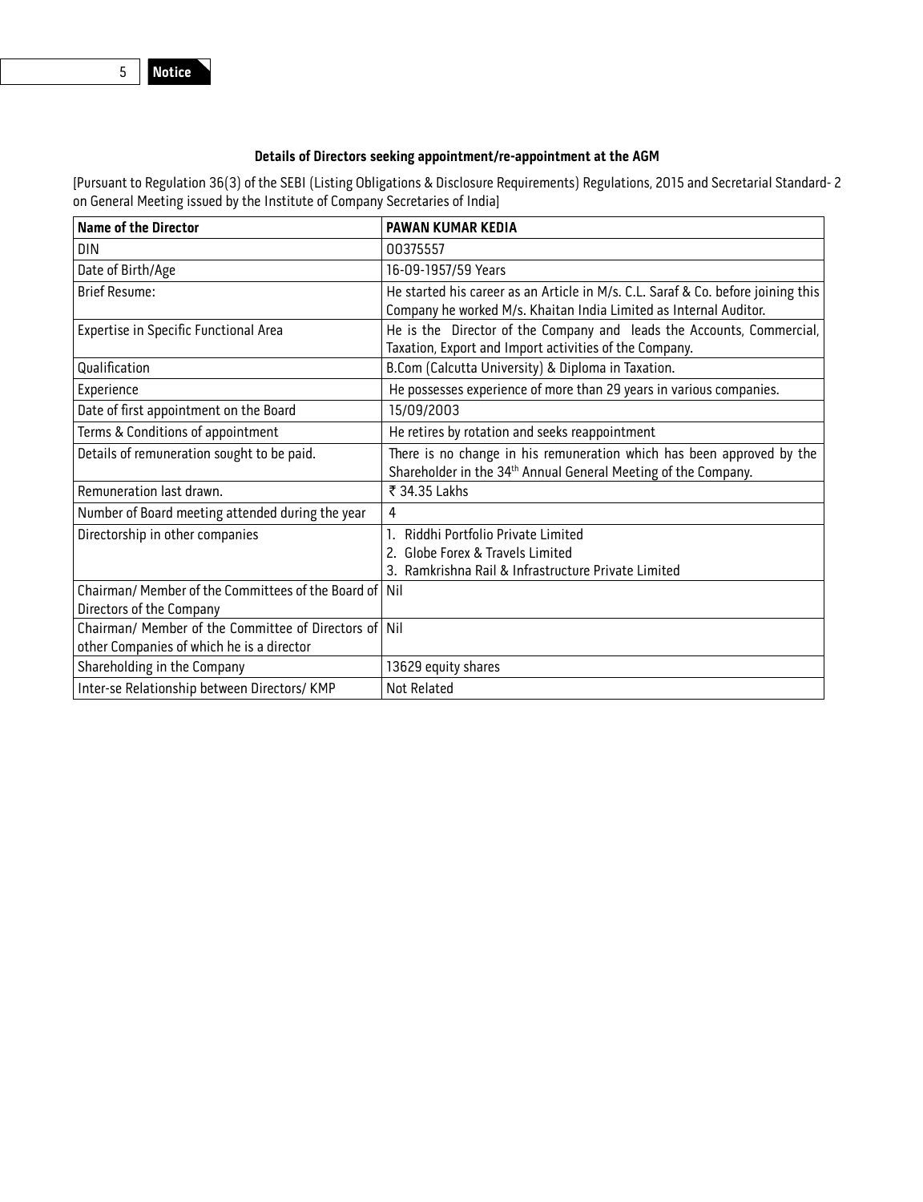## Details of Directors seeking appointment/re-appointment at the AGM

[Pursuant to Regulation 36(3) of the SEBI (Listing Obligations & Disclosure Requirements) Regulations, 2015 and Secretarial Standard- 2 on General Meeting issued by the Institute of Company Secretaries of India]

| **Name of the Director** | **PAWAN KUMAR KEDIA** |
|---|---|
| DIN | 00375557 |
| Date of Birth/Age | 16-09-1957/59 Years |
| Brief Resume: | He started his career as an Article in M/s. C.L. Saraf & Co. before joining this Company he worked M/s. Khaitan India Limited as Internal Auditor. |
| Expertise in Specific Functional Area | He is the Director of the Company and leads the Accounts, Commercial, Taxation, Export and Import activities of the Company. |
| Qualification | B.Com (Calcutta University) & Diploma in Taxation. |
| Experience | He possesses experience of more than 29 years in various companies. |
| Date of first appointment on the Board | 15/09/2003 |
| Terms & Conditions of appointment | He retires by rotation and seeks reappointment |
| Details of remuneration sought to be paid. | There is no change in his remuneration which has been approved by the Shareholder in the 34th Annual General Meeting of the Company. |
| Remuneration last drawn. | ₹ 34.35 Lakhs |
| Number of Board meeting attended during the year | 4 |
| Directorship in other companies | 1. Riddhi Portfolio Private Limited<br>2. Globe Forex & Travels Limited<br>3. Ramkrishna Rail & Infrastructure Private Limited |
| Chairman/ Member of the Committees of the Board of Directors of the Company | Nil |
| Chairman/ Member of the Committee of Directors of other Companies of which he is a director | Nil |
| Shareholding in the Company | 13629 equity shares |
| Inter-se Relationship between Directors/ KMP | Not Related |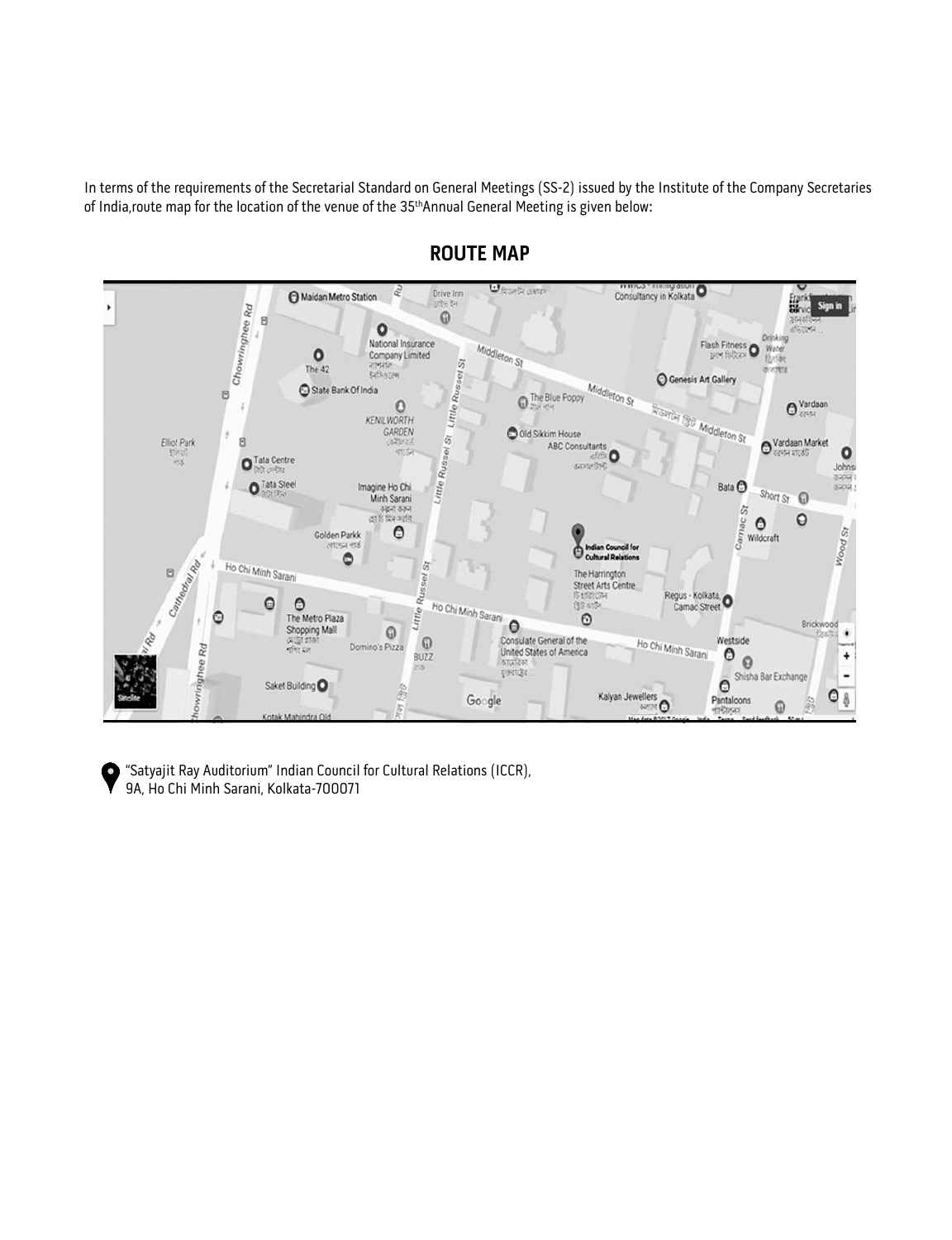In terms of the requirements of the Secretarial Standard on General Meetings (SS-2) issued by the Institute of the Company Secretaries of India,route map for the location of the venue of the 35thAnnual General Meeting is given below:

## ROUTE MAP

"Satyajit Ray Auditorium" Indian Council for Cultural Relations (ICCR), 9A, Ho Chi Minh Sarani, Kolkata-700071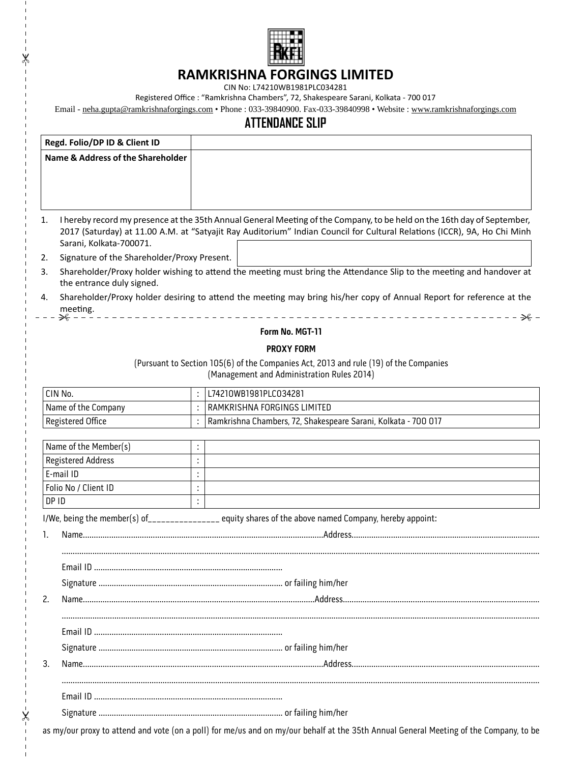# RAMKRISHNA FORGINGS LIMITED

CIN No: L74210WB1981PLC034281

Registered Office : "Ramkrishna Chambers", 72, Shakespeare Sarani, Kolkata - 700 017

Email - neha.gupta@ramkrishnaforgings.com • Phone : 033-39840900. Fax-033-39840998 • Website : www.ramkrishnaforgings.com

## ATTENDANCE SLIP

| Regd. Folio/DP ID & Client ID | |
|---|---|
| Name & Address of the Shareholder | |

1. I hereby record my presence at the 35th Annual General Meeting of the Company, to be held on the 16th day of September, 2017 (Saturday) at 11.00 A.M. at "Satyajit Ray Auditorium" Indian Council for Cultural Relations (ICCR), 9A, Ho Chi Minh Sarani, Kolkata-700071.
2. Signature of the Shareholder/Proxy Present.
3. Shareholder/Proxy holder wishing to attend the meeting must bring the Attendance Slip to the meeting and handover at the entrance duly signed.
4. Shareholder/Proxy holder desiring to attend the meeting may bring his/her copy of Annual Report for reference at the meeting.

**Form No. MGT-11**

**PROXY FORM**

(Pursuant to Section 105(6) of the Companies Act, 2013 and rule (19) of the Companies (Management and Administration Rules 2014)

| CIN No. | : | L74210WB1981PLC034281 |
|---|---|---|
| Name of the Company | : | RAMKRISHNA FORGINGS LIMITED |
| Registered Office | : | Ramkrishna Chambers, 72, Shakespeare Sarani, Kolkata - 700 017 |

| Name of the Member(s) | : | |
|---|---|---|
| Registered Address | : | |
| E-mail ID | : | |
| Folio No / Client ID | : | |
| DP ID | : | |

I/We, being the member(s) of_______________ equity shares of the above named Company, hereby appoint:

1. Name............................................................................................................Address....................................................................................

   .........................................................................................................................................................................................................

   Email ID .....................................................................................

   Signature ................................................................................... or failing him/her

2. Name............................................................................................................Address....................................................................................

   .........................................................................................................................................................................................................

   Email ID .....................................................................................

   Signature ................................................................................... or failing him/her

3. Name............................................................................................................Address....................................................................................

   .........................................................................................................................................................................................................

   Email ID .....................................................................................

   Signature ................................................................................... or failing him/her

as my/our proxy to attend and vote (on a poll) for me/us and on my/our behalf at the 35th Annual General Meeting of the Company, to be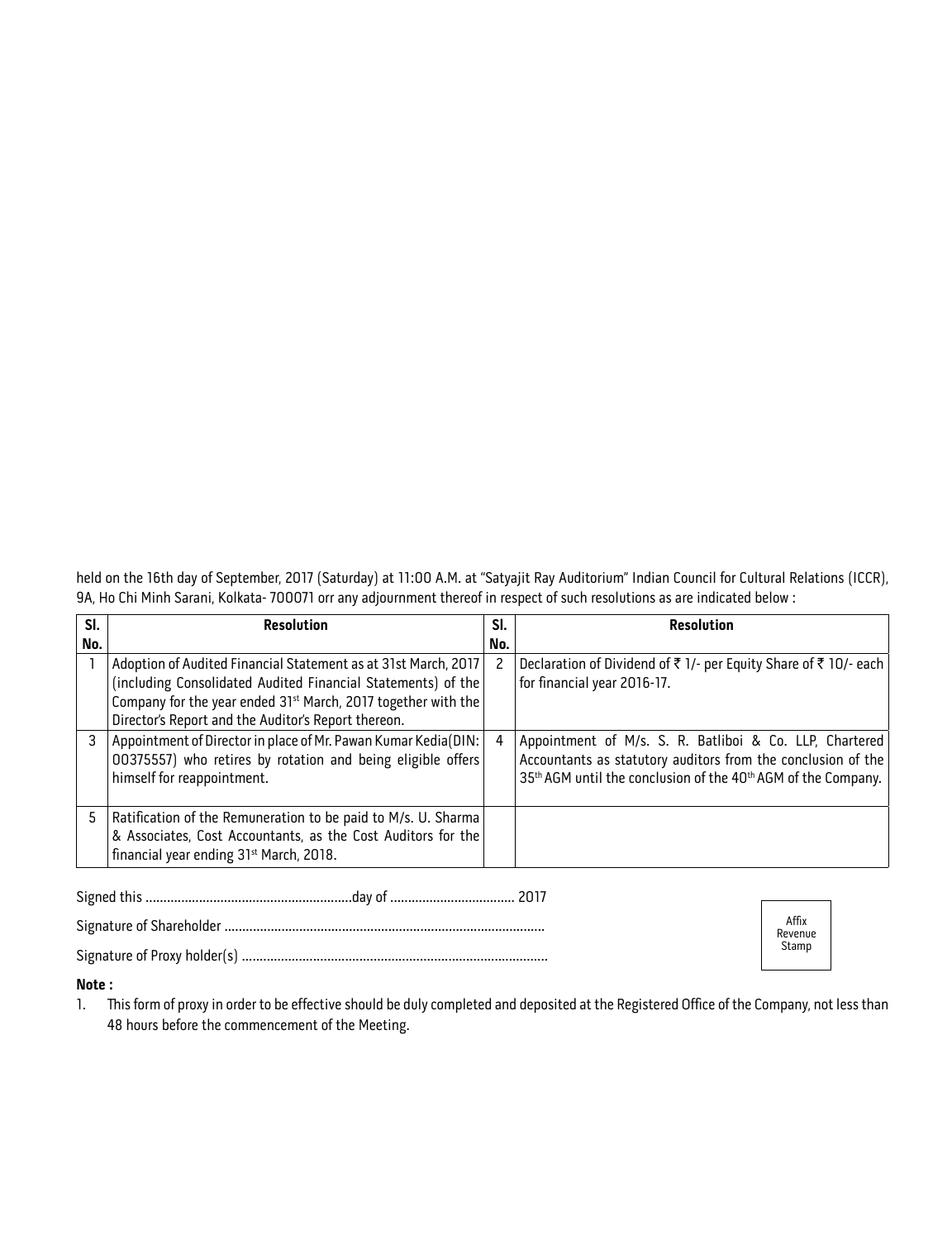held on the 16th day of September, 2017 (Saturday) at 11:00 A.M. at "Satyajit Ray Auditorium" Indian Council for Cultural Relations (ICCR), 9A, Ho Chi Minh Sarani, Kolkata- 700071 orr any adjournment thereof in respect of such resolutions as are indicated below :

| Sl. No. | Resolution | Sl. No. | Resolution |
|---|---|---|---|
| 1 | Adoption of Audited Financial Statement as at 31st March, 2017 (including Consolidated Audited Financial Statements) of the Company for the year ended 31st March, 2017 together with the Director's Report and the Auditor's Report thereon. | 2 | Declaration of Dividend of ₹ 1/- per Equity Share of ₹ 10/- each for financial year 2016-17. |
| 3 | Appointment of Director in place of Mr. Pawan Kumar Kedia(DIN: 00375557) who retires by rotation and being eligible offers himself for reappointment. | 4 | Appointment of M/s. S. R. Batliboi & Co. LLP, Chartered Accountants as statutory auditors from the conclusion of the 35th AGM until the conclusion of the 40th AGM of the Company. |
| 5 | Ratification of the Remuneration to be paid to M/s. U. Sharma & Associates, Cost Accountants, as the Cost Auditors for the financial year ending 31st March, 2018. | | |

Signed this ..........................................................day of .................................. 2017

Signature of Shareholder ..........................................................................................

Signature of Proxy holder(s) .....................................................................................

Affix Revenue Stamp

**Note :**

1. This form of proxy in order to be effective should be duly completed and deposited at the Registered Office of the Company, not less than 48 hours before the commencement of the Meeting.